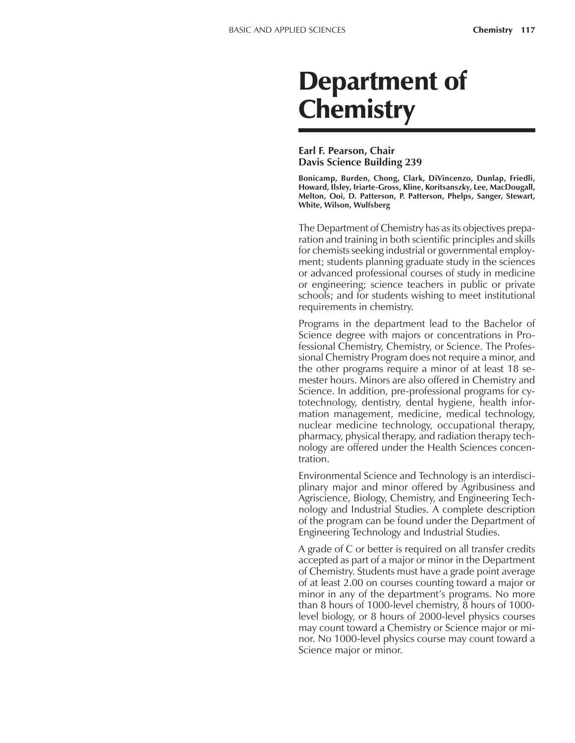# Department of Chemistry

**Earl F. Pearson, Chair**
**Davis Science Building 239**

**Bonicamp, Burden, Chong, Clark, DiVincenzo, Dunlap, Friedli, Howard, Ilsley, Iriarte-Gross, Kline, Koritsanszky, Lee, MacDougall, Melton, Ooi, D. Patterson, P. Patterson, Phelps, Sanger, Stewart, White, Wilson, Wulfsberg**

The Department of Chemistry has as its objectives preparation and training in both scientific principles and skills for chemists seeking industrial or governmental employment; students planning graduate study in the sciences or advanced professional courses of study in medicine or engineering; science teachers in public or private schools; and for students wishing to meet institutional requirements in chemistry.

Programs in the department lead to the Bachelor of Science degree with majors or concentrations in Professional Chemistry, Chemistry, or Science. The Professional Chemistry Program does not require a minor, and the other programs require a minor of at least 18 semester hours. Minors are also offered in Chemistry and Science. In addition, pre-professional programs for cytotechnology, dentistry, dental hygiene, health information management, medicine, medical technology, nuclear medicine technology, occupational therapy, pharmacy, physical therapy, and radiation therapy technology are offered under the Health Sciences concentration.

Environmental Science and Technology is an interdisciplinary major and minor offered by Agribusiness and Agriscience, Biology, Chemistry, and Engineering Technology and Industrial Studies. A complete description of the program can be found under the Department of Engineering Technology and Industrial Studies.

A grade of C or better is required on all transfer credits accepted as part of a major or minor in the Department of Chemistry. Students must have a grade point average of at least 2.00 on courses counting toward a major or minor in any of the department's programs. No more than 8 hours of 1000-level chemistry, 8 hours of 1000-level biology, or 8 hours of 2000-level physics courses may count toward a Chemistry or Science major or minor. No 1000-level physics course may count toward a Science major or minor.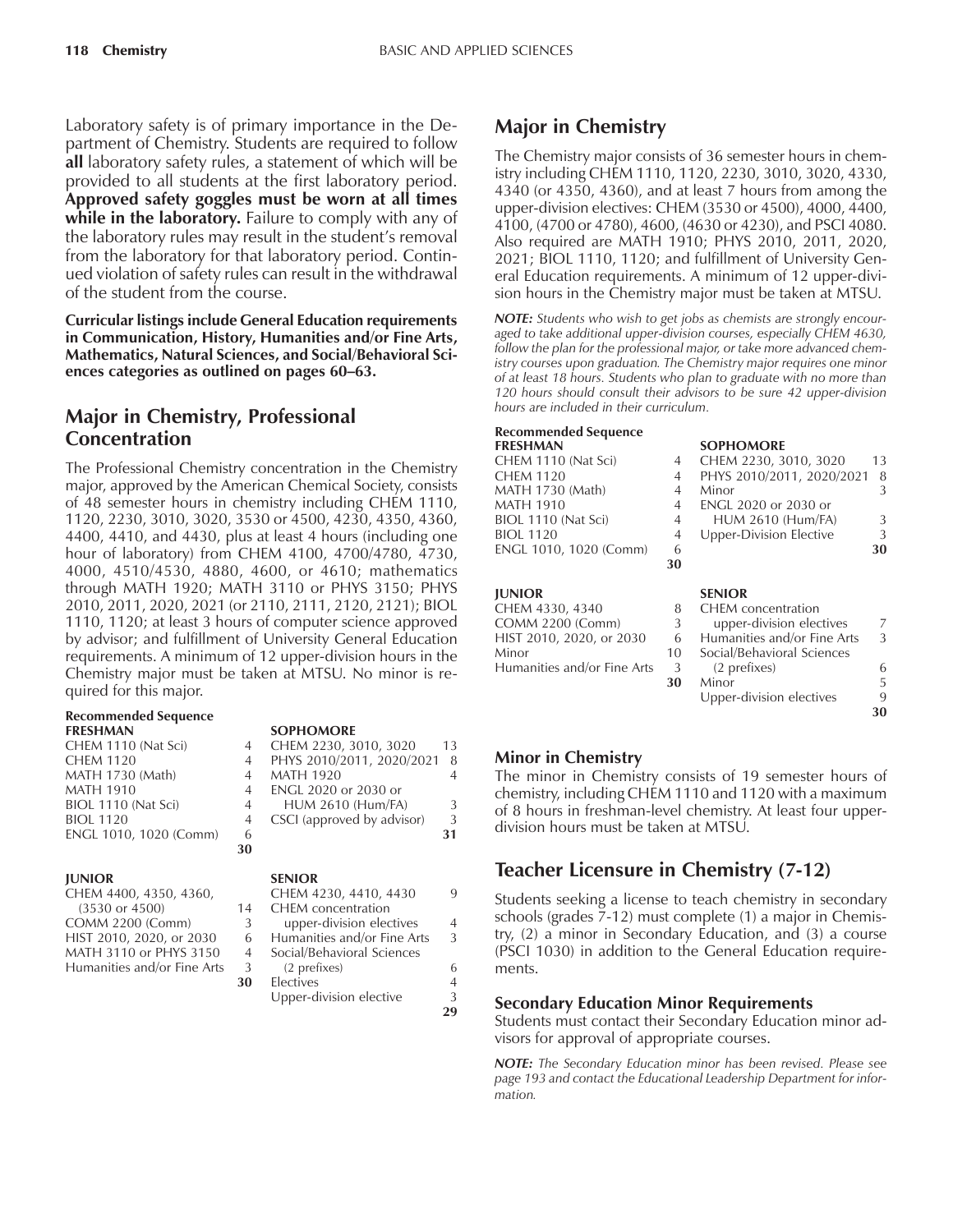Laboratory safety is of primary importance in the Department of Chemistry. Students are required to follow **all** laboratory safety rules, a statement of which will be provided to all students at the first laboratory period. **Approved safety goggles must be worn at all times while in the laboratory.** Failure to comply with any of the laboratory rules may result in the student's removal from the laboratory for that laboratory period. Continued violation of safety rules can result in the withdrawal of the student from the course.

**Curricular listings include General Education requirements in Communication, History, Humanities and/or Fine Arts, Mathematics, Natural Sciences, and Social/Behavioral Sciences categories as outlined on pages 60–63.**

## Major in Chemistry, Professional Concentration

The Professional Chemistry concentration in the Chemistry major, approved by the American Chemical Society, consists of 48 semester hours in chemistry including CHEM 1110, 1120, 2230, 3010, 3020, 3530 or 4500, 4230, 4350, 4360, 4400, 4410, and 4430, plus at least 4 hours (including one hour of laboratory) from CHEM 4100, 4700/4780, 4730, 4000, 4510/4530, 4880, 4600, or 4610; mathematics through MATH 1920; MATH 3110 or PHYS 3150; PHYS 2010, 2011, 2020, 2021 (or 2110, 2111, 2120, 2121); BIOL 1110, 1120; at least 3 hours of computer science approved by advisor; and fulfillment of University General Education requirements. A minimum of 12 upper-division hours in the Chemistry major must be taken at MTSU. No minor is required for this major.

**Recommended Sequence**

| FRESHMAN | | SOPHOMORE | |
|---|---|---|---|
| CHEM 1110 (Nat Sci) | 4 | CHEM 2230, 3010, 3020 | 13 |
| CHEM 1120 | 4 | PHYS 2010/2011, 2020/2021 | 8 |
| MATH 1730 (Math) | 4 | MATH 1920 | 4 |
| MATH 1910 | 4 | ENGL 2020 or 2030 or HUM 2610 (Hum/FA) | 3 |
| BIOL 1110 (Nat Sci) | 4 | CSCI (approved by advisor) | 3 |
| BIOL 1120 | 4 | | **31** |
| ENGL 1010, 1020 (Comm) | 6 | | |
| | **30** | | |

| JUNIOR | | SENIOR | |
|---|---|---|---|
| CHEM 4400, 4350, 4360, (3530 or 4500) | 14 | CHEM 4230, 4410, 4430 | 9 |
| COMM 2200 (Comm) | 3 | CHEM concentration upper-division electives | 4 |
| HIST 2010, 2020, or 2030 | 6 | Humanities and/or Fine Arts | 3 |
| MATH 3110 or PHYS 3150 | 4 | Social/Behavioral Sciences (2 prefixes) | 6 |
| Humanities and/or Fine Arts | 3 | Electives | 4 |
| | **30** | Upper-division elective | 3 |
| | | | **29** |

## Major in Chemistry

The Chemistry major consists of 36 semester hours in chemistry including CHEM 1110, 1120, 2230, 3010, 3020, 4330, 4340 (or 4350, 4360), and at least 7 hours from among the upper-division electives: CHEM (3530 or 4500), 4000, 4400, 4100, (4700 or 4780), 4600, (4630 or 4230), and PSCI 4080. Also required are MATH 1910; PHYS 2010, 2011, 2020, 2021; BIOL 1110, 1120; and fulfillment of University General Education requirements. A minimum of 12 upper-division hours in the Chemistry major must be taken at MTSU.

***NOTE:*** *Students who wish to get jobs as chemists are strongly encouraged to take additional upper-division courses, especially CHEM 4630, follow the plan for the professional major, or take more advanced chemistry courses upon graduation. The Chemistry major requires one minor of at least 18 hours. Students who plan to graduate with no more than 120 hours should consult their advisors to be sure 42 upper-division hours are included in their curriculum.*

**Recommended Sequence**

| FRESHMAN | | SOPHOMORE | |
|---|---|---|---|
| CHEM 1110 (Nat Sci) | 4 | CHEM 2230, 3010, 3020 | 13 |
| CHEM 1120 | 4 | PHYS 2010/2011, 2020/2021 | 8 |
| MATH 1730 (Math) | 4 | Minor | 3 |
| MATH 1910 | 4 | ENGL 2020 or 2030 or HUM 2610 (Hum/FA) | 3 |
| BIOL 1110 (Nat Sci) | 4 | Upper-Division Elective | 3 |
| BIOL 1120 | 4 | | **30** |
| ENGL 1010, 1020 (Comm) | 6 | | |
| | **30** | | |

| JUNIOR | | SENIOR | |
|---|---|---|---|
| CHEM 4330, 4340 | 8 | CHEM concentration upper-division electives | 7 |
| COMM 2200 (Comm) | 3 | Humanities and/or Fine Arts | 3 |
| HIST 2010, 2020, or 2030 | 6 | Social/Behavioral Sciences (2 prefixes) | 6 |
| Minor | 10 | Minor | 5 |
| Humanities and/or Fine Arts | 3 | Upper-division electives | 9 |
| | **30** | | **30** |

### Minor in Chemistry

The minor in Chemistry consists of 19 semester hours of chemistry, including CHEM 1110 and 1120 with a maximum of 8 hours in freshman-level chemistry. At least four upper-division hours must be taken at MTSU.

## Teacher Licensure in Chemistry (7-12)

Students seeking a license to teach chemistry in secondary schools (grades 7-12) must complete (1) a major in Chemistry, (2) a minor in Secondary Education, and (3) a course (PSCI 1030) in addition to the General Education requirements.

### Secondary Education Minor Requirements

Students must contact their Secondary Education minor advisors for approval of appropriate courses.

***NOTE:*** *The Secondary Education minor has been revised. Please see page 193 and contact the Educational Leadership Department for information.*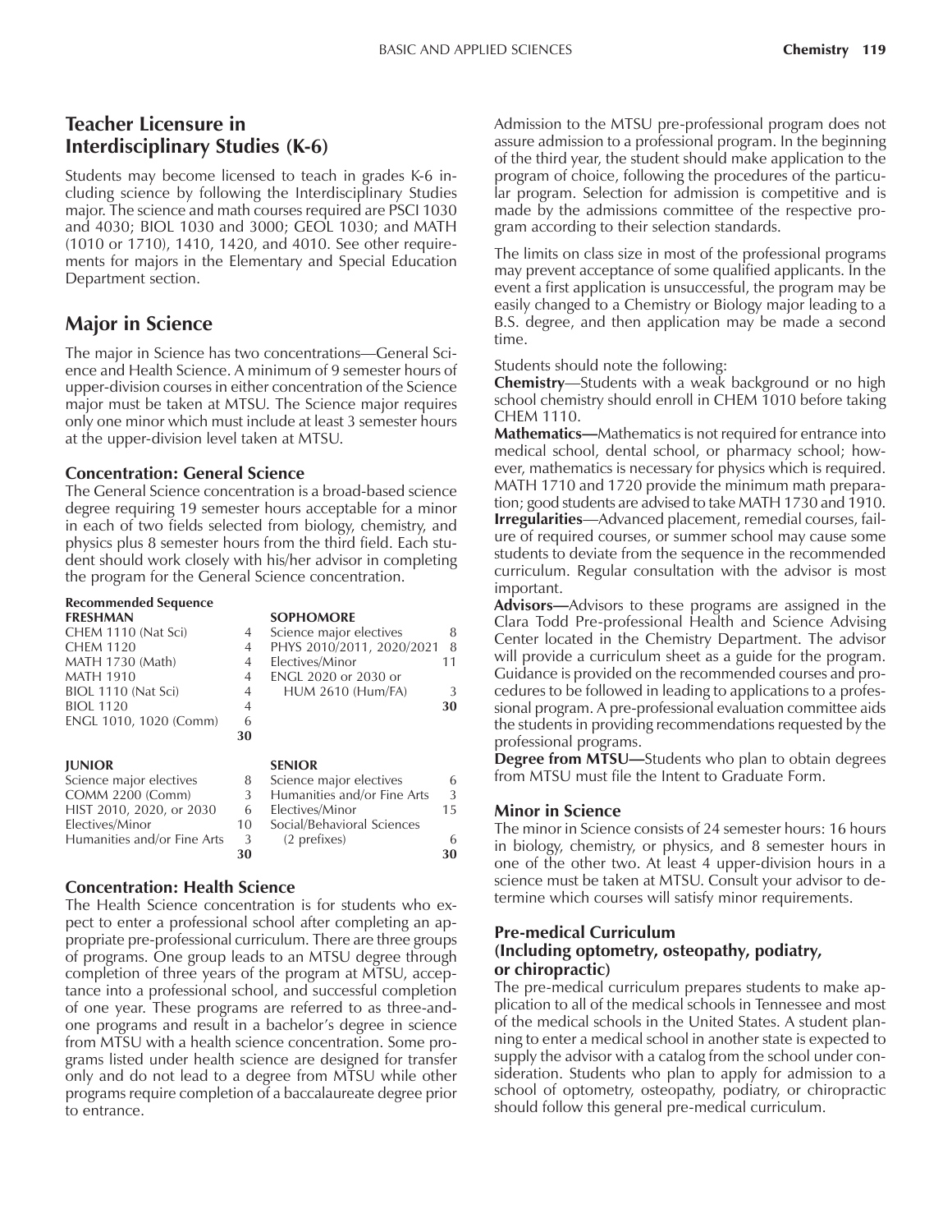## Teacher Licensure in Interdisciplinary Studies (K-6)

Students may become licensed to teach in grades K-6 including science by following the Interdisciplinary Studies major. The science and math courses required are PSCI 1030 and 4030; BIOL 1030 and 3000; GEOL 1030; and MATH (1010 or 1710), 1410, 1420, and 4010. See other requirements for majors in the Elementary and Special Education Department section.

## Major in Science

The major in Science has two concentrations—General Science and Health Science. A minimum of 9 semester hours of upper-division courses in either concentration of the Science major must be taken at MTSU. The Science major requires only one minor which must include at least 3 semester hours at the upper-division level taken at MTSU.

### Concentration: General Science

The General Science concentration is a broad-based science degree requiring 19 semester hours acceptable for a minor in each of two fields selected from biology, chemistry, and physics plus 8 semester hours from the third field. Each student should work closely with his/her advisor in completing the program for the General Science concentration.

**Recommended Sequence**

| **FRESHMAN** | | **SOPHOMORE** | |
|---|---|---|---|
| CHEM 1110 (Nat Sci) | 4 | Science major electives | 8 |
| CHEM 1120 | 4 | PHYS 2010/2011, 2020/2021 | 8 |
| MATH 1730 (Math) | 4 | Electives/Minor | 11 |
| MATH 1910 | 4 | ENGL 2020 or 2030 or | |
| BIOL 1110 (Nat Sci) | 4 | HUM 2610 (Hum/FA) | 3 |
| BIOL 1120 | 4 | | **30** |
| ENGL 1010, 1020 (Comm) | 6 | | |
| | **30** | | |

| **JUNIOR** | | **SENIOR** | |
|---|---|---|---|
| Science major electives | 8 | Science major electives | 6 |
| COMM 2200 (Comm) | 3 | Humanities and/or Fine Arts | 3 |
| HIST 2010, 2020, or 2030 | 6 | Electives/Minor | 15 |
| Electives/Minor | 10 | Social/Behavioral Sciences | |
| Humanities and/or Fine Arts | 3 | (2 prefixes) | 6 |
| | **30** | | **30** |

### Concentration: Health Science

The Health Science concentration is for students who expect to enter a professional school after completing an appropriate pre-professional curriculum. There are three groups of programs. One group leads to an MTSU degree through completion of three years of the program at MTSU, acceptance into a professional school, and successful completion of one year. These programs are referred to as three-and-one programs and result in a bachelor's degree in science from MTSU with a health science concentration. Some programs listed under health science are designed for transfer only and do not lead to a degree from MTSU while other programs require completion of a baccalaureate degree prior to entrance.

Admission to the MTSU pre-professional program does not assure admission to a professional program. In the beginning of the third year, the student should make application to the program of choice, following the procedures of the particular program. Selection for admission is competitive and is made by the admissions committee of the respective program according to their selection standards.

The limits on class size in most of the professional programs may prevent acceptance of some qualified applicants. In the event a first application is unsuccessful, the program may be easily changed to a Chemistry or Biology major leading to a B.S. degree, and then application may be made a second time.

Students should note the following:

**Chemistry**—Students with a weak background or no high school chemistry should enroll in CHEM 1010 before taking CHEM 1110.

**Mathematics—**Mathematics is not required for entrance into medical school, dental school, or pharmacy school; however, mathematics is necessary for physics which is required. MATH 1710 and 1720 provide the minimum math preparation; good students are advised to take MATH 1730 and 1910.

**Irregularities**—Advanced placement, remedial courses, failure of required courses, or summer school may cause some students to deviate from the sequence in the recommended curriculum. Regular consultation with the advisor is most important.

**Advisors—**Advisors to these programs are assigned in the Clara Todd Pre-professional Health and Science Advising Center located in the Chemistry Department. The advisor will provide a curriculum sheet as a guide for the program. Guidance is provided on the recommended courses and procedures to be followed in leading to applications to a professional program. A pre-professional evaluation committee aids the students in providing recommendations requested by the professional programs.

**Degree from MTSU—**Students who plan to obtain degrees from MTSU must file the Intent to Graduate Form.

### Minor in Science

The minor in Science consists of 24 semester hours: 16 hours in biology, chemistry, or physics, and 8 semester hours in one of the other two. At least 4 upper-division hours in a science must be taken at MTSU. Consult your advisor to determine which courses will satisfy minor requirements.

### Pre-medical Curriculum (Including optometry, osteopathy, podiatry, or chiropractic)

The pre-medical curriculum prepares students to make application to all of the medical schools in Tennessee and most of the medical schools in the United States. A student planning to enter a medical school in another state is expected to supply the advisor with a catalog from the school under consideration. Students who plan to apply for admission to a school of optometry, osteopathy, podiatry, or chiropractic should follow this general pre-medical curriculum.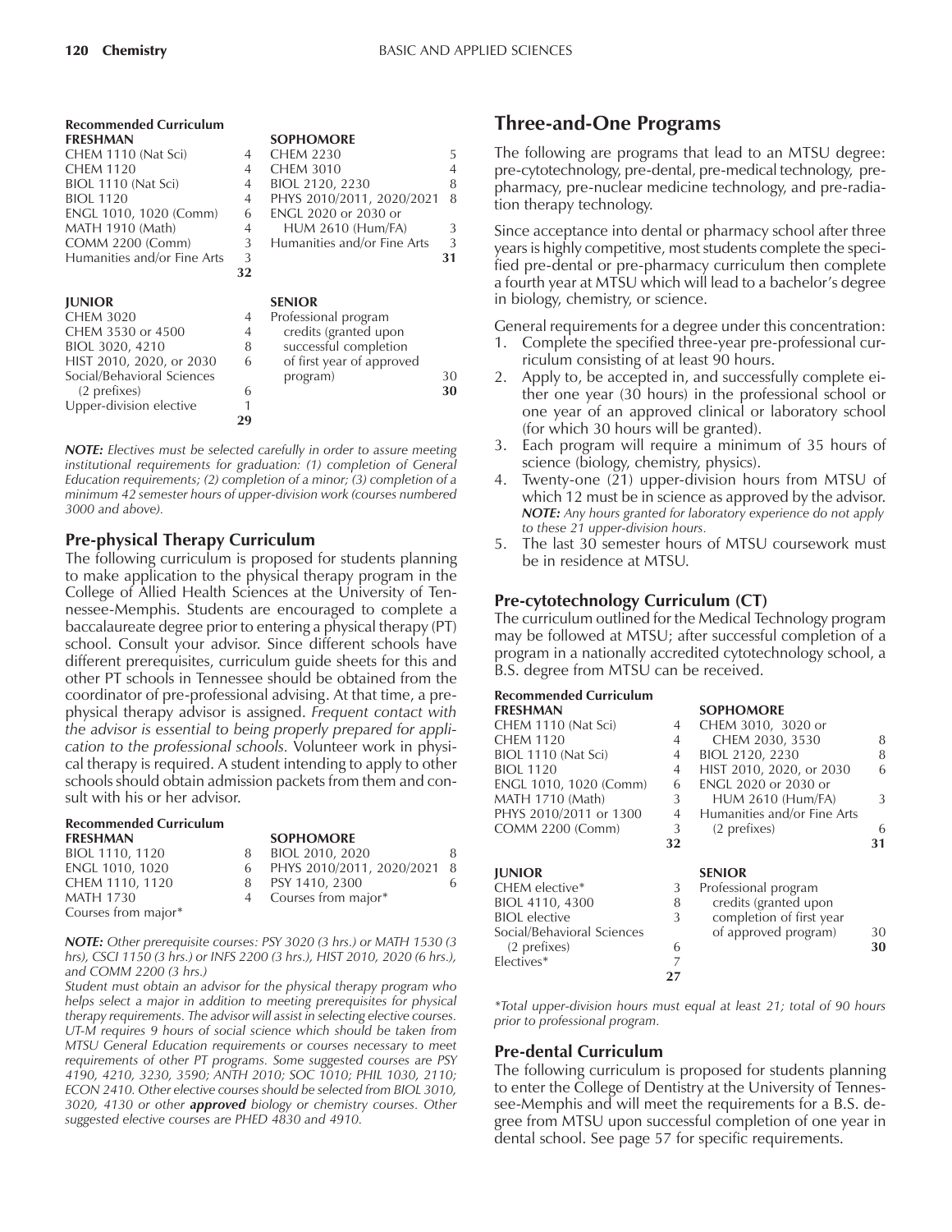**Recommended Curriculum**

| FRESHMAN | | SOPHOMORE | |
|---|---|---|---|
| CHEM 1110 (Nat Sci) | 4 | CHEM 2230 | 5 |
| CHEM 1120 | 4 | CHEM 3010 | 4 |
| BIOL 1110 (Nat Sci) | 4 | BIOL 2120, 2230 | 8 |
| BIOL 1120 | 4 | PHYS 2010/2011, 2020/2021 | 8 |
| ENGL 1010, 1020 (Comm) | 6 | ENGL 2020 or 2030 or HUM 2610 (Hum/FA) | 3 |
| MATH 1910 (Math) | 4 | Humanities and/or Fine Arts | 3 |
| COMM 2200 (Comm) | 3 | | **31** |
| Humanities and/or Fine Arts | 3 | | |
| | **32** | | |

| JUNIOR | | SENIOR | |
|---|---|---|---|
| CHEM 3020 | 4 | Professional program credits (granted upon successful completion of first year of approved program) | 30 |
| CHEM 3530 or 4500 | 4 | | **30** |
| BIOL 3020, 4210 | 8 | | |
| HIST 2010, 2020, or 2030 | 6 | | |
| Social/Behavioral Sciences (2 prefixes) | 6 | | |
| Upper-division elective | 1 | | |
| | **29** | | |

***NOTE:*** *Electives must be selected carefully in order to assure meeting institutional requirements for graduation: (1) completion of General Education requirements; (2) completion of a minor; (3) completion of a minimum 42 semester hours of upper-division work (courses numbered 3000 and above).*

## Pre-physical Therapy Curriculum

The following curriculum is proposed for students planning to make application to the physical therapy program in the College of Allied Health Sciences at the University of Tennessee-Memphis. Students are encouraged to complete a baccalaureate degree prior to entering a physical therapy (PT) school. Consult your advisor. Since different schools have different prerequisites, curriculum guide sheets for this and other PT schools in Tennessee should be obtained from the coordinator of pre-professional advising. At that time, a pre-physical therapy advisor is assigned. *Frequent contact with the advisor is essential to being properly prepared for application to the professional schools.* Volunteer work in physical therapy is required. A student intending to apply to other schools should obtain admission packets from them and consult with his or her advisor.

**Recommended Curriculum**

| FRESHMAN | | SOPHOMORE | |
|---|---|---|---|
| BIOL 1110, 1120 | 8 | BIOL 2010, 2020 | 8 |
| ENGL 1010, 1020 | 6 | PHYS 2010/2011, 2020/2021 | 8 |
| CHEM 1110, 1120 | 8 | PSY 1410, 2300 | 6 |
| MATH 1730 | 4 | Courses from major* | |
| Courses from major* | | | |

***NOTE:*** *Other prerequisite courses: PSY 3020 (3 hrs.) or MATH 1530 (3 hrs), CSCI 1150 (3 hrs.) or INFS 2200 (3 hrs.), HIST 2010, 2020 (6 hrs.), and COMM 2200 (3 hrs.)*

*Student must obtain an advisor for the physical therapy program who helps select a major in addition to meeting prerequisites for physical therapy requirements. The advisor will assist in selecting elective courses. UT-M requires 9 hours of social science which should be taken from MTSU General Education requirements or courses necessary to meet requirements of other PT programs. Some suggested courses are PSY 4190, 4210, 3230, 3590; ANTH 2010; SOC 1010; PHIL 1030, 2110; ECON 2410. Other elective courses should be selected from BIOL 3010, 3020, 4130 or other* ***approved*** *biology or chemistry courses. Other suggested elective courses are PHED 4830 and 4910.*

## Three-and-One Programs

The following are programs that lead to an MTSU degree: pre-cytotechnology, pre-dental, pre-medical technology, pre-pharmacy, pre-nuclear medicine technology, and pre-radiation therapy technology.

Since acceptance into dental or pharmacy school after three years is highly competitive, most students complete the specified pre-dental or pre-pharmacy curriculum then complete a fourth year at MTSU which will lead to a bachelor's degree in biology, chemistry, or science.

General requirements for a degree under this concentration:

1. Complete the specified three-year pre-professional curriculum consisting of at least 90 hours.
2. Apply to, be accepted in, and successfully complete either one year (30 hours) in the professional school or one year of an approved clinical or laboratory school (for which 30 hours will be granted).
3. Each program will require a minimum of 35 hours of science (biology, chemistry, physics).
4. Twenty-one (21) upper-division hours from MTSU of which 12 must be in science as approved by the advisor. ***NOTE:*** *Any hours granted for laboratory experience do not apply to these 21 upper-division hours.*
5. The last 30 semester hours of MTSU coursework must be in residence at MTSU.

## Pre-cytotechnology Curriculum (CT)

The curriculum outlined for the Medical Technology program may be followed at MTSU; after successful completion of a program in a nationally accredited cytotechnology school, a B.S. degree from MTSU can be received.

**Recommended Curriculum**

| FRESHMAN | | SOPHOMORE | |
|---|---|---|---|
| CHEM 1110 (Nat Sci) | 4 | CHEM 3010, 3020 or CHEM 2030, 3530 | 8 |
| CHEM 1120 | 4 | BIOL 2120, 2230 | 8 |
| BIOL 1110 (Nat Sci) | 4 | HIST 2010, 2020, or 2030 | 6 |
| BIOL 1120 | 4 | ENGL 2020 or 2030 or HUM 2610 (Hum/FA) | 3 |
| ENGL 1010, 1020 (Comm) | 6 | Humanities and/or Fine Arts (2 prefixes) | 6 |
| MATH 1710 (Math) | 3 | | **31** |
| PHYS 2010/2011 or 1300 | 4 | | |
| COMM 2200 (Comm) | 3 | | |
| | **32** | | |

| JUNIOR | | SENIOR | |
|---|---|---|---|
| CHEM elective* | 3 | Professional program credits (granted upon completion of first year of approved program) | 30 |
| BIOL 4110, 4300 | 8 | | **30** |
| BIOL elective | 3 | | |
| Social/Behavioral Sciences (2 prefixes) | 6 | | |
| Electives* | 7 | | |
| | **27** | | |

**Total upper-division hours must equal at least 21; total of 90 hours prior to professional program.*

## Pre-dental Curriculum

The following curriculum is proposed for students planning to enter the College of Dentistry at the University of Tennessee-Memphis and will meet the requirements for a B.S. degree from MTSU upon successful completion of one year in dental school. See page 57 for specific requirements.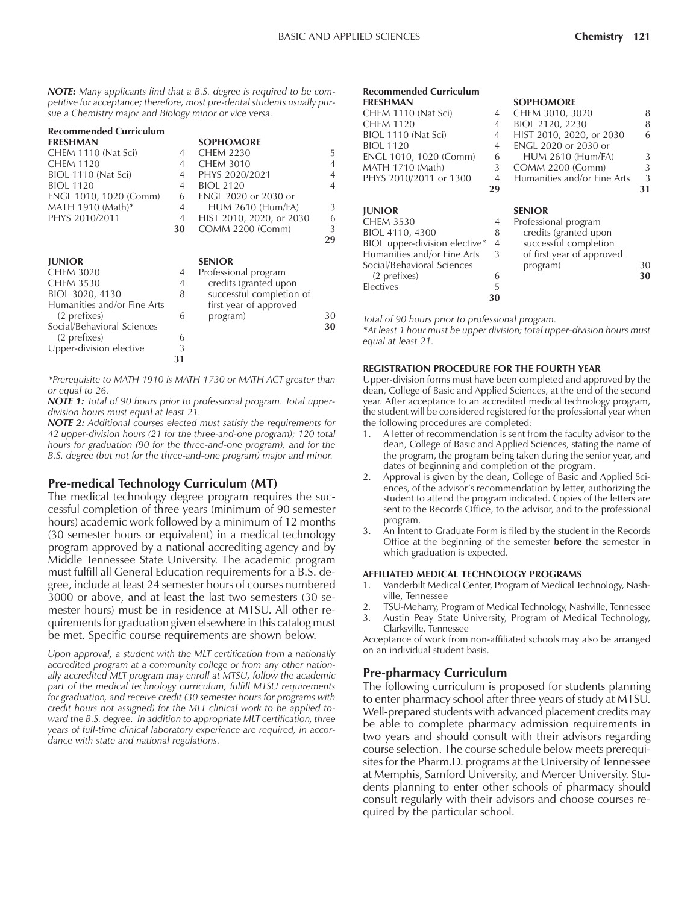***NOTE:*** *Many applicants find that a B.S. degree is required to be competitive for acceptance; therefore, most pre-dental students usually pursue a Chemistry major and Biology minor or vice versa.*

**Recommended Curriculum**

| **FRESHMAN** | | **SOPHOMORE** | |
|---|---|---|---|
| CHEM 1110 (Nat Sci) | 4 | CHEM 2230 | 5 |
| CHEM 1120 | 4 | CHEM 3010 | 4 |
| BIOL 1110 (Nat Sci) | 4 | PHYS 2020/2021 | 4 |
| BIOL 1120 | 4 | BIOL 2120 | 4 |
| ENGL 1010, 1020 (Comm) | 6 | ENGL 2020 or 2030 or HUM 2610 (Hum/FA) | 3 |
| MATH 1910 (Math)* | 4 | HIST 2010, 2020, or 2030 | 6 |
| PHYS 2010/2011 | 4 | COMM 2200 (Comm) | 3 |
| | **30** | | **29** |

| **JUNIOR** | | **SENIOR** | |
|---|---|---|---|
| CHEM 3020 | 4 | Professional program credits (granted upon successful completion of first year of approved program) | 30 |
| CHEM 3530 | 4 | | |
| BIOL 3020, 4130 | 8 | | |
| Humanities and/or Fine Arts (2 prefixes) | 6 | | |
| Social/Behavioral Sciences (2 prefixes) | 6 | | |
| Upper-division elective | 3 | | |
| | **31** | | **30** |

*\*Prerequisite to MATH 1910 is MATH 1730 or MATH ACT greater than or equal to 26.*

***NOTE 1:*** *Total of 90 hours prior to professional program. Total upper-division hours must equal at least 21.*

***NOTE 2:*** *Additional courses elected must satisfy the requirements for 42 upper-division hours (21 for the three-and-one program); 120 total hours for graduation (90 for the three-and-one program), and for the B.S. degree (but not for the three-and-one program) major and minor.*

## Pre-medical Technology Curriculum (MT)

The medical technology degree program requires the successful completion of three years (minimum of 90 semester hours) academic work followed by a minimum of 12 months (30 semester hours or equivalent) in a medical technology program approved by a national accrediting agency and by Middle Tennessee State University. The academic program must fulfill all General Education requirements for a B.S. degree, include at least 24 semester hours of courses numbered 3000 or above, and at least the last two semesters (30 semester hours) must be in residence at MTSU. All other requirements for graduation given elsewhere in this catalog must be met. Specific course requirements are shown below.

*Upon approval, a student with the MLT certification from a nationally accredited program at a community college or from any other nationally accredited MLT program may enroll at MTSU, follow the academic part of the medical technology curriculum, fulfill MTSU requirements for graduation, and receive credit (30 semester hours for programs with credit hours not assigned) for the MLT clinical work to be applied toward the B.S. degree. In addition to appropriate MLT certification, three years of full-time clinical laboratory experience are required, in accordance with state and national regulations.*

**Recommended Curriculum**

| **FRESHMAN** | | **SOPHOMORE** | |
|---|---|---|---|
| CHEM 1110 (Nat Sci) | 4 | CHEM 3010, 3020 | 8 |
| CHEM 1120 | 4 | BIOL 2120, 2230 | 8 |
| BIOL 1110 (Nat Sci) | 4 | HIST 2010, 2020, or 2030 | 6 |
| BIOL 1120 | 4 | ENGL 2020 or 2030 or HUM 2610 (Hum/FA) | 3 |
| ENGL 1010, 1020 (Comm) | 6 | COMM 2200 (Comm) | 3 |
| MATH 1710 (Math) | 3 | Humanities and/or Fine Arts | 3 |
| PHYS 2010/2011 or 1300 | 4 | | |
| | **29** | | **31** |

| **JUNIOR** | | **SENIOR** | |
|---|---|---|---|
| CHEM 3530 | 4 | Professional program credits (granted upon successful completion of first year of approved program) | 30 |
| BIOL 4110, 4300 | 8 | | |
| BIOL upper-division elective* | 4 | | |
| Humanities and/or Fine Arts | 3 | | |
| Social/Behavioral Sciences (2 prefixes) | 6 | | |
| Electives | 5 | | |
| | **30** | | **30** |

*Total of 90 hours prior to professional program.*

*\*At least 1 hour must be upper division; total upper-division hours must equal at least 21.*

#### REGISTRATION PROCEDURE FOR THE FOURTH YEAR

Upper-division forms must have been completed and approved by the dean, College of Basic and Applied Sciences, at the end of the second year. After acceptance to an accredited medical technology program, the student will be considered registered for the professional year when the following procedures are completed:

1. A letter of recommendation is sent from the faculty advisor to the dean, College of Basic and Applied Sciences, stating the name of the program, the program being taken during the senior year, and dates of beginning and completion of the program.
2. Approval is given by the dean, College of Basic and Applied Sciences, of the advisor's recommendation by letter, authorizing the student to attend the program indicated. Copies of the letters are sent to the Records Office, to the advisor, and to the professional program.
3. An Intent to Graduate Form is filed by the student in the Records Office at the beginning of the semester **before** the semester in which graduation is expected.

#### AFFILIATED MEDICAL TECHNOLOGY PROGRAMS

1. Vanderbilt Medical Center, Program of Medical Technology, Nashville, Tennessee
2. TSU-Meharry, Program of Medical Technology, Nashville, Tennessee
3. Austin Peay State University, Program of Medical Technology, Clarksville, Tennessee

Acceptance of work from non-affiliated schools may also be arranged on an individual student basis.

## Pre-pharmacy Curriculum

The following curriculum is proposed for students planning to enter pharmacy school after three years of study at MTSU. Well-prepared students with advanced placement credits may be able to complete pharmacy admission requirements in two years and should consult with their advisors regarding course selection. The course schedule below meets prerequisites for the Pharm.D. programs at the University of Tennessee at Memphis, Samford University, and Mercer University. Students planning to enter other schools of pharmacy should consult regularly with their advisors and choose courses required by the particular school.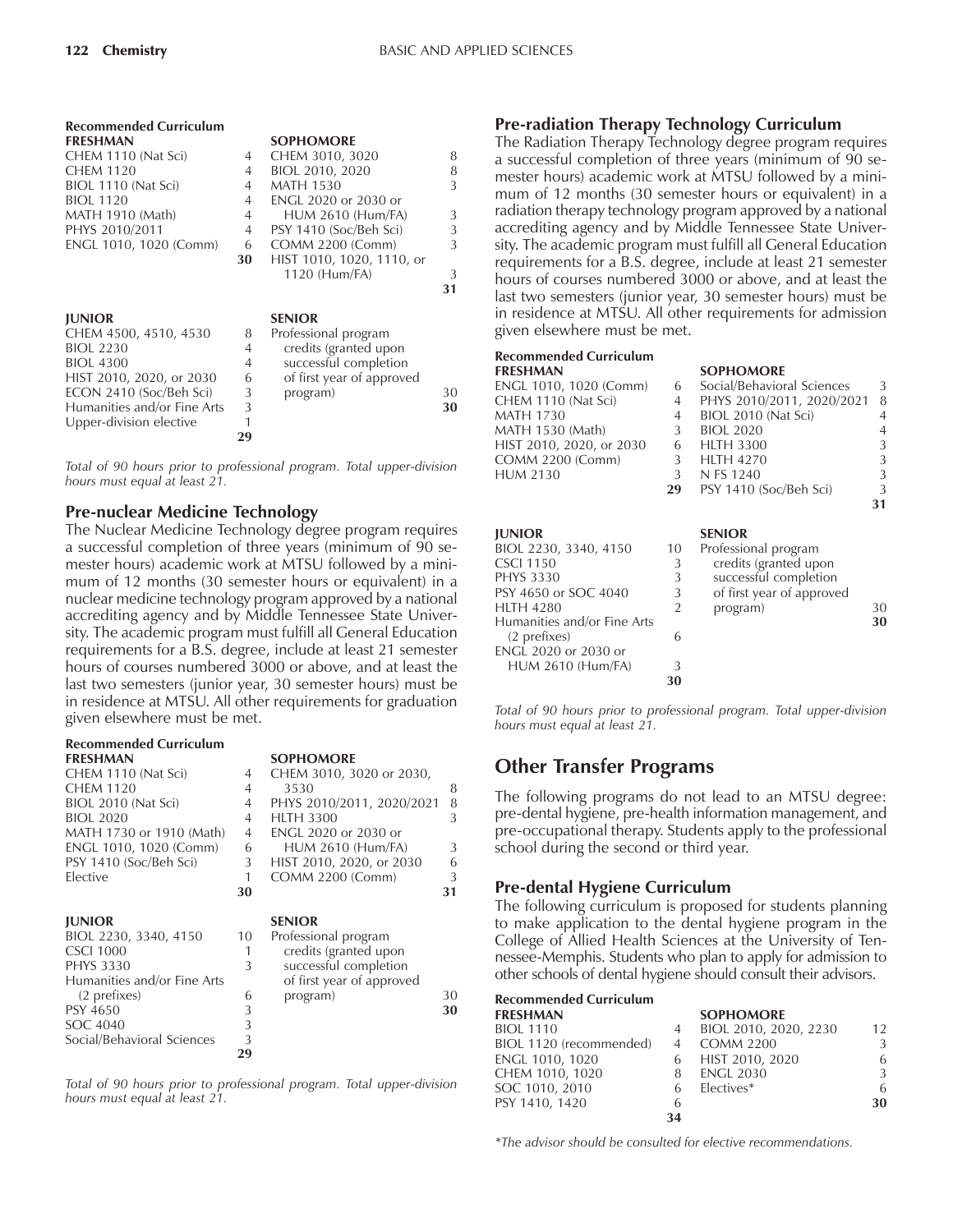**Recommended Curriculum**

| FRESHMAN | | SOPHOMORE | |
|---|---|---|---|
| CHEM 1110 (Nat Sci) | 4 | CHEM 3010, 3020 | 8 |
| CHEM 1120 | 4 | BIOL 2010, 2020 | 8 |
| BIOL 1110 (Nat Sci) | 4 | MATH 1530 | 3 |
| BIOL 1120 | 4 | ENGL 2020 or 2030 or HUM 2610 (Hum/FA) | 3 |
| MATH 1910 (Math) | 4 | PSY 1410 (Soc/Beh Sci) | 3 |
| PHYS 2010/2011 | 4 | COMM 2200 (Comm) | 3 |
| ENGL 1010, 1020 (Comm) | 6 | HIST 1010, 1020, 1110, or 1120 (Hum/FA) | 3 |
| | **30** | | **31** |

| JUNIOR | | SENIOR | |
|---|---|---|---|
| CHEM 4500, 4510, 4530 | 8 | Professional program credits (granted upon successful completion of first year of approved program) | 30 |
| BIOL 2230 | 4 | | |
| BIOL 4300 | 4 | | |
| HIST 2010, 2020, or 2030 | 6 | | |
| ECON 2410 (Soc/Beh Sci) | 3 | | |
| Humanities and/or Fine Arts | 3 | | |
| Upper-division elective | 1 | | |
| | **29** | | **30** |

*Total of 90 hours prior to professional program. Total upper-division hours must equal at least 21.*

### Pre-nuclear Medicine Technology

The Nuclear Medicine Technology degree program requires a successful completion of three years (minimum of 90 semester hours) academic work at MTSU followed by a minimum of 12 months (30 semester hours or equivalent) in a nuclear medicine technology program approved by a national accrediting agency and by Middle Tennessee State University. The academic program must fulfill all General Education requirements for a B.S. degree, include at least 21 semester hours of courses numbered 3000 or above, and at least the last two semesters (junior year, 30 semester hours) must be in residence at MTSU. All other requirements for graduation given elsewhere must be met.

**Recommended Curriculum**

| FRESHMAN | | SOPHOMORE | |
|---|---|---|---|
| CHEM 1110 (Nat Sci) | 4 | CHEM 3010, 3020 or 2030, 3530 | 8 |
| CHEM 1120 | 4 | PHYS 2010/2011, 2020/2021 | 8 |
| BIOL 2010 (Nat Sci) | 4 | HLTH 3300 | 3 |
| BIOL 2020 | 4 | ENGL 2020 or 2030 or HUM 2610 (Hum/FA) | 3 |
| MATH 1730 or 1910 (Math) | 4 | HIST 2010, 2020, or 2030 | 6 |
| ENGL 1010, 1020 (Comm) | 6 | COMM 2200 (Comm) | 3 |
| PSY 1410 (Soc/Beh Sci) | 3 | | |
| Elective | 1 | | |
| | **30** | | **31** |

| JUNIOR | | SENIOR | |
|---|---|---|---|
| BIOL 2230, 3340, 4150 | 10 | Professional program credits (granted upon successful completion of first year of approved program) | 30 |
| CSCI 1000 | 1 | | |
| PHYS 3330 | 3 | | |
| Humanities and/or Fine Arts (2 prefixes) | 6 | | |
| PSY 4650 | 3 | | |
| SOC 4040 | 3 | | |
| Social/Behavioral Sciences | 3 | | |
| | **29** | | **30** |

*Total of 90 hours prior to professional program. Total upper-division hours must equal at least 21.*

### Pre-radiation Therapy Technology Curriculum

The Radiation Therapy Technology degree program requires a successful completion of three years (minimum of 90 semester hours) academic work at MTSU followed by a minimum of 12 months (30 semester hours or equivalent) in a radiation therapy technology program approved by a national accrediting agency and by Middle Tennessee State University. The academic program must fulfill all General Education requirements for a B.S. degree, include at least 21 semester hours of courses numbered 3000 or above, and at least the last two semesters (junior year, 30 semester hours) must be in residence at MTSU. All other requirements for admission given elsewhere must be met.

**Recommended Curriculum**

| FRESHMAN | | SOPHOMORE | |
|---|---|---|---|
| ENGL 1010, 1020 (Comm) | 6 | Social/Behavioral Sciences | 3 |
| CHEM 1110 (Nat Sci) | 4 | PHYS 2010/2011, 2020/2021 | 8 |
| MATH 1730 | 4 | BIOL 2010 (Nat Sci) | 4 |
| MATH 1530 (Math) | 3 | BIOL 2020 | 4 |
| HIST 2010, 2020, or 2030 | 6 | HLTH 3300 | 3 |
| COMM 2200 (Comm) | 3 | HLTH 4270 | 3 |
| HUM 2130 | 3 | N FS 1240 | 3 |
| | **29** | PSY 1410 (Soc/Beh Sci) | 3 |
| | | | **31** |

| JUNIOR | | SENIOR | |
|---|---|---|---|
| BIOL 2230, 3340, 4150 | 10 | Professional program credits (granted upon successful completion of first year of approved program) | 30 |
| CSCI 1150 | 3 | | |
| PHYS 3330 | 3 | | |
| PSY 4650 or SOC 4040 | 3 | | |
| HLTH 4280 | 2 | | |
| Humanities and/or Fine Arts (2 prefixes) | 6 | | |
| ENGL 2020 or 2030 or HUM 2610 (Hum/FA) | 3 | | |
| | **30** | | **30** |

*Total of 90 hours prior to professional program. Total upper-division hours must equal at least 21.*

## Other Transfer Programs

The following programs do not lead to an MTSU degree: pre-dental hygiene, pre-health information management, and pre-occupational therapy. Students apply to the professional school during the second or third year.

### Pre-dental Hygiene Curriculum

The following curriculum is proposed for students planning to make application to the dental hygiene program in the College of Allied Health Sciences at the University of Tennessee-Memphis. Students who plan to apply for admission to other schools of dental hygiene should consult their advisors.

**Recommended Curriculum**

| FRESHMAN | | SOPHOMORE | |
|---|---|---|---|
| BIOL 1110 | 4 | BIOL 2010, 2020, 2230 | 12 |
| BIOL 1120 (recommended) | 4 | COMM 2200 | 3 |
| ENGL 1010, 1020 | 6 | HIST 2010, 2020 | 6 |
| CHEM 1010, 1020 | 8 | ENGL 2030 | 3 |
| SOC 1010, 2010 | 6 | Electives* | 6 |
| PSY 1410, 1420 | 6 | | **30** |
| | **34** | | |

*\*The advisor should be consulted for elective recommendations.*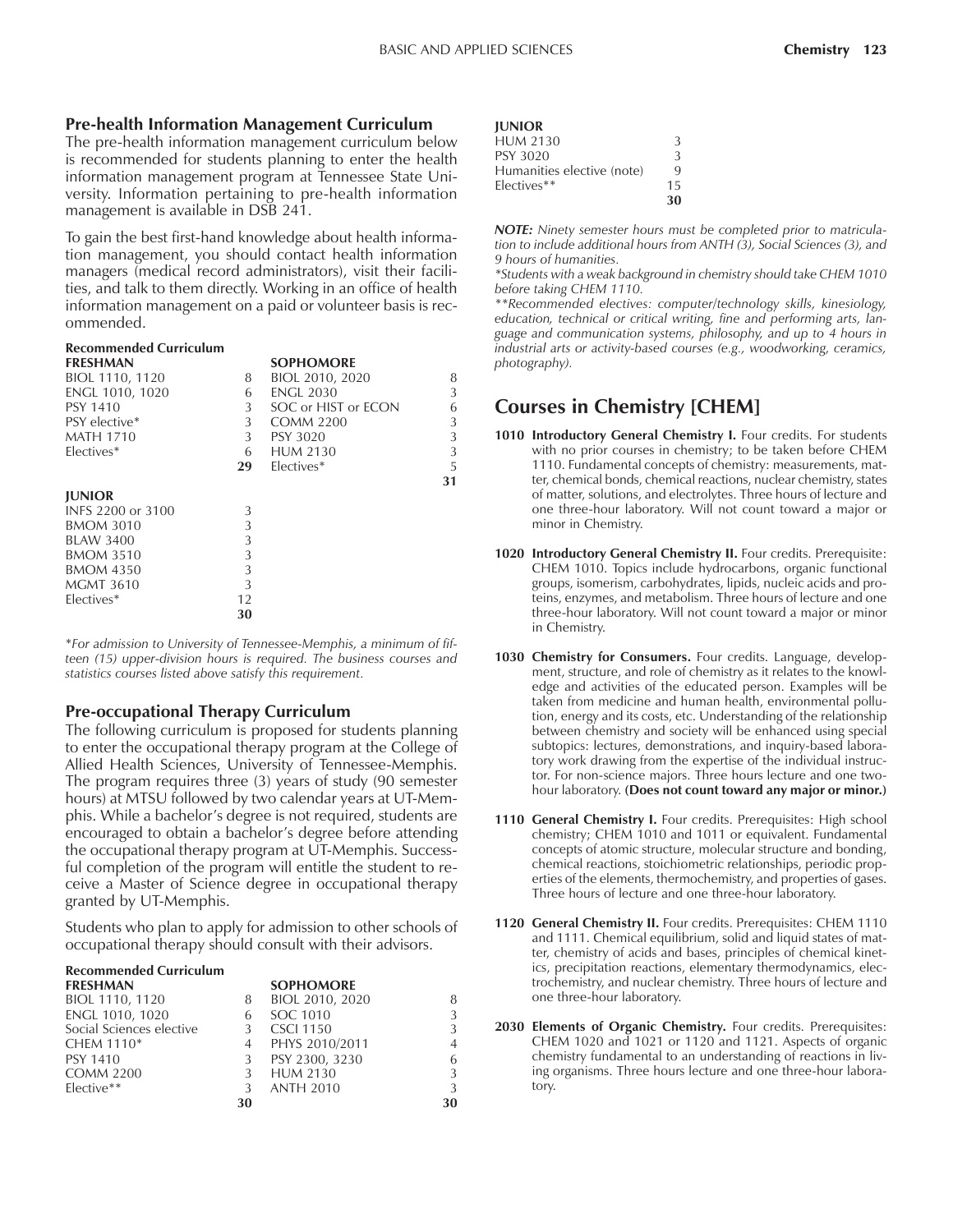## Pre-health Information Management Curriculum

The pre-health information management curriculum below is recommended for students planning to enter the health information management program at Tennessee State University. Information pertaining to pre-health information management is available in DSB 241.

To gain the best first-hand knowledge about health information management, you should contact health information managers (medical record administrators), visit their facilities, and talk to them directly. Working in an office of health information management on a paid or volunteer basis is recommended.

**Recommended Curriculum**

| **FRESHMAN** | | **SOPHOMORE** | |
|---|---|---|---|
| BIOL 1110, 1120 | 8 | BIOL 2010, 2020 | 8 |
| ENGL 1010, 1020 | 6 | ENGL 2030 | 3 |
| PSY 1410 | 3 | SOC or HIST or ECON | 6 |
| PSY elective* | 3 | COMM 2200 | 3 |
| MATH 1710 | 3 | PSY 3020 | 3 |
| Electives* | 6 | HUM 2130 | 3 |
| | **29** | Electives* | 5 |
| | | | **31** |

| **JUNIOR** | |
|---|---|
| INFS 2200 or 3100 | 3 |
| BMOM 3010 | 3 |
| BLAW 3400 | 3 |
| BMOM 3510 | 3 |
| BMOM 4350 | 3 |
| MGMT 3610 | 3 |
| Electives* | 12 |
| | **30** |

*\*For admission to University of Tennessee-Memphis, a minimum of fifteen (15) upper-division hours is required. The business courses and statistics courses listed above satisfy this requirement.*

## Pre-occupational Therapy Curriculum

The following curriculum is proposed for students planning to enter the occupational therapy program at the College of Allied Health Sciences, University of Tennessee-Memphis. The program requires three (3) years of study (90 semester hours) at MTSU followed by two calendar years at UT-Memphis. While a bachelor's degree is not required, students are encouraged to obtain a bachelor's degree before attending the occupational therapy program at UT-Memphis. Successful completion of the program will entitle the student to receive a Master of Science degree in occupational therapy granted by UT-Memphis.

Students who plan to apply for admission to other schools of occupational therapy should consult with their advisors.

**Recommended Curriculum**

| **FRESHMAN** | | **SOPHOMORE** | |
|---|---|---|---|
| BIOL 1110, 1120 | 8 | BIOL 2010, 2020 | 8 |
| ENGL 1010, 1020 | 6 | SOC 1010 | 3 |
| Social Sciences elective | 3 | CSCI 1150 | 3 |
| CHEM 1110* | 4 | PHYS 2010/2011 | 4 |
| PSY 1410 | 3 | PSY 2300, 3230 | 6 |
| COMM 2200 | 3 | HUM 2130 | 3 |
| Elective** | 3 | ANTH 2010 | 3 |
| | **30** | | **30** |

| **JUNIOR** | |
|---|---|
| HUM 2130 | 3 |
| PSY 3020 | 3 |
| Humanities elective (note) | 9 |
| Electives** | 15 |
| | **30** |

***NOTE:*** *Ninety semester hours must be completed prior to matriculation to include additional hours from ANTH (3), Social Sciences (3), and 9 hours of humanities.*

*\*Students with a weak background in chemistry should take CHEM 1010 before taking CHEM 1110.*

*\*\*Recommended electives: computer/technology skills, kinesiology, education, technical or critical writing, fine and performing arts, language and communication systems, philosophy, and up to 4 hours in industrial arts or activity-based courses (e.g., woodworking, ceramics, photography).*

## Courses in Chemistry [CHEM]

**1010 Introductory General Chemistry I.** Four credits. For students with no prior courses in chemistry; to be taken before CHEM 1110. Fundamental concepts of chemistry: measurements, matter, chemical bonds, chemical reactions, nuclear chemistry, states of matter, solutions, and electrolytes. Three hours of lecture and one three-hour laboratory. Will not count toward a major or minor in Chemistry.

**1020 Introductory General Chemistry II.** Four credits. Prerequisite: CHEM 1010. Topics include hydrocarbons, organic functional groups, isomerism, carbohydrates, lipids, nucleic acids and proteins, enzymes, and metabolism. Three hours of lecture and one three-hour laboratory. Will not count toward a major or minor in Chemistry.

**1030 Chemistry for Consumers.** Four credits. Language, development, structure, and role of chemistry as it relates to the knowledge and activities of the educated person. Examples will be taken from medicine and human health, environmental pollution, energy and its costs, etc. Understanding of the relationship between chemistry and society will be enhanced using special subtopics: lectures, demonstrations, and inquiry-based laboratory work drawing from the expertise of the individual instructor. For non-science majors. Three hours lecture and one two-hour laboratory. **(Does not count toward any major or minor.)**

**1110 General Chemistry I.** Four credits. Prerequisites: High school chemistry; CHEM 1010 and 1011 or equivalent. Fundamental concepts of atomic structure, molecular structure and bonding, chemical reactions, stoichiometric relationships, periodic properties of the elements, thermochemistry, and properties of gases. Three hours of lecture and one three-hour laboratory.

**1120 General Chemistry II.** Four credits. Prerequisites: CHEM 1110 and 1111. Chemical equilibrium, solid and liquid states of matter, chemistry of acids and bases, principles of chemical kinetics, precipitation reactions, elementary thermodynamics, electrochemistry, and nuclear chemistry. Three hours of lecture and one three-hour laboratory.

**2030 Elements of Organic Chemistry.** Four credits. Prerequisites: CHEM 1020 and 1021 or 1120 and 1121. Aspects of organic chemistry fundamental to an understanding of reactions in living organisms. Three hours lecture and one three-hour laboratory.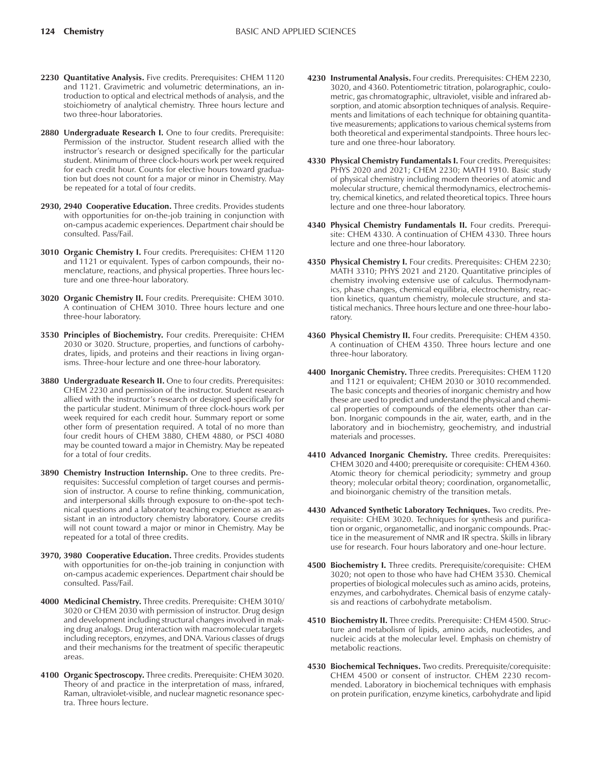**2230 Quantitative Analysis.** Five credits. Prerequisites: CHEM 1120 and 1121. Gravimetric and volumetric determinations, an introduction to optical and electrical methods of analysis, and the stoichiometry of analytical chemistry. Three hours lecture and two three-hour laboratories.

**2880 Undergraduate Research I.** One to four credits. Prerequisite: Permission of the instructor. Student research allied with the instructor's research or designed specifically for the particular student. Minimum of three clock-hours work per week required for each credit hour. Counts for elective hours toward graduation but does not count for a major or minor in Chemistry. May be repeated for a total of four credits.

**2930, 2940 Cooperative Education.** Three credits. Provides students with opportunities for on-the-job training in conjunction with on-campus academic experiences. Department chair should be consulted. Pass/Fail.

**3010 Organic Chemistry I.** Four credits. Prerequisites: CHEM 1120 and 1121 or equivalent. Types of carbon compounds, their nomenclature, reactions, and physical properties. Three hours lecture and one three-hour laboratory.

**3020 Organic Chemistry II.** Four credits. Prerequisite: CHEM 3010. A continuation of CHEM 3010. Three hours lecture and one three-hour laboratory.

**3530 Principles of Biochemistry.** Four credits. Prerequisite: CHEM 2030 or 3020. Structure, properties, and functions of carbohydrates, lipids, and proteins and their reactions in living organisms. Three-hour lecture and one three-hour laboratory.

**3880 Undergraduate Research II.** One to four credits. Prerequisites: CHEM 2230 and permission of the instructor. Student research allied with the instructor's research or designed specifically for the particular student. Minimum of three clock-hours work per week required for each credit hour. Summary report or some other form of presentation required. A total of no more than four credit hours of CHEM 3880, CHEM 4880, or PSCI 4080 may be counted toward a major in Chemistry. May be repeated for a total of four credits.

**3890 Chemistry Instruction Internship.** One to three credits. Prerequisites: Successful completion of target courses and permission of instructor. A course to refine thinking, communication, and interpersonal skills through exposure to on-the-spot technical questions and a laboratory teaching experience as an assistant in an introductory chemistry laboratory. Course credits will not count toward a major or minor in Chemistry. May be repeated for a total of three credits.

**3970, 3980 Cooperative Education.** Three credits. Provides students with opportunities for on-the-job training in conjunction with on-campus academic experiences. Department chair should be consulted. Pass/Fail.

**4000 Medicinal Chemistry.** Three credits. Prerequisite: CHEM 3010/3020 or CHEM 2030 with permission of instructor. Drug design and development including structural changes involved in making drug analogs. Drug interaction with macromolecular targets including receptors, enzymes, and DNA. Various classes of drugs and their mechanisms for the treatment of specific therapeutic areas.

**4100 Organic Spectroscopy.** Three credits. Prerequisite: CHEM 3020. Theory of and practice in the interpretation of mass, infrared, Raman, ultraviolet-visible, and nuclear magnetic resonance spectra. Three hours lecture.

**4230 Instrumental Analysis.** Four credits. Prerequisites: CHEM 2230, 3020, and 4360. Potentiometric titration, polarographic, coulometric, gas chromatographic, ultraviolet, visible and infrared absorption, and atomic absorption techniques of analysis. Requirements and limitations of each technique for obtaining quantitative measurements; applications to various chemical systems from both theoretical and experimental standpoints. Three hours lecture and one three-hour laboratory.

**4330 Physical Chemistry Fundamentals I.** Four credits. Prerequisites: PHYS 2020 and 2021; CHEM 2230; MATH 1910. Basic study of physical chemistry including modern theories of atomic and molecular structure, chemical thermodynamics, electrochemistry, chemical kinetics, and related theoretical topics. Three hours lecture and one three-hour laboratory.

**4340 Physical Chemistry Fundamentals II.** Four credits. Prerequisite: CHEM 4330. A continuation of CHEM 4330. Three hours lecture and one three-hour laboratory.

**4350 Physical Chemistry I.** Four credits. Prerequisites: CHEM 2230; MATH 3310; PHYS 2021 and 2120. Quantitative principles of chemistry involving extensive use of calculus. Thermodynamics, phase changes, chemical equilibria, electrochemistry, reaction kinetics, quantum chemistry, molecule structure, and statistical mechanics. Three hours lecture and one three-hour laboratory.

**4360 Physical Chemistry II.** Four credits. Prerequisite: CHEM 4350. A continuation of CHEM 4350. Three hours lecture and one three-hour laboratory.

**4400 Inorganic Chemistry.** Three credits. Prerequisites: CHEM 1120 and 1121 or equivalent; CHEM 2030 or 3010 recommended. The basic concepts and theories of inorganic chemistry and how these are used to predict and understand the physical and chemical properties of compounds of the elements other than carbon. Inorganic compounds in the air, water, earth, and in the laboratory and in biochemistry, geochemistry, and industrial materials and processes.

**4410 Advanced Inorganic Chemistry.** Three credits. Prerequisites: CHEM 3020 and 4400; prerequisite or corequisite: CHEM 4360. Atomic theory for chemical periodicity; symmetry and group theory; molecular orbital theory; coordination, organometallic, and bioinorganic chemistry of the transition metals.

**4430 Advanced Synthetic Laboratory Techniques.** Two credits. Prerequisite: CHEM 3020. Techniques for synthesis and purification or organic, organometallic, and inorganic compounds. Practice in the measurement of NMR and IR spectra. Skills in library use for research. Four hours laboratory and one-hour lecture.

**4500 Biochemistry I.** Three credits. Prerequisite/corequisite: CHEM 3020; not open to those who have had CHEM 3530. Chemical properties of biological molecules such as amino acids, proteins, enzymes, and carbohydrates. Chemical basis of enzyme catalysis and reactions of carbohydrate metabolism.

**4510 Biochemistry II.** Three credits. Prerequisite: CHEM 4500. Structure and metabolism of lipids, amino acids, nucleotides, and nucleic acids at the molecular level. Emphasis on chemistry of metabolic reactions.

**4530 Biochemical Techniques.** Two credits. Prerequisite/corequisite: CHEM 4500 or consent of instructor. CHEM 2230 recommended. Laboratory in biochemical techniques with emphasis on protein purification, enzyme kinetics, carbohydrate and lipid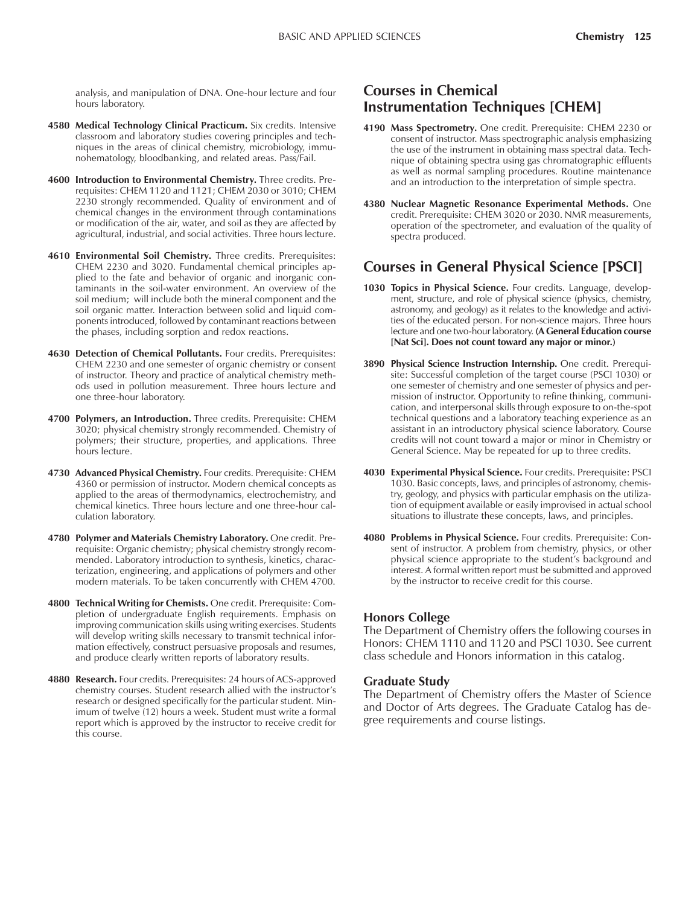analysis, and manipulation of DNA. One-hour lecture and four hours laboratory.

**4580 Medical Technology Clinical Practicum.** Six credits. Intensive classroom and laboratory studies covering principles and techniques in the areas of clinical chemistry, microbiology, immunohematology, bloodbanking, and related areas. Pass/Fail.

**4600 Introduction to Environmental Chemistry.** Three credits. Prerequisites: CHEM 1120 and 1121; CHEM 2030 or 3010; CHEM 2230 strongly recommended. Quality of environment and of chemical changes in the environment through contaminations or modification of the air, water, and soil as they are affected by agricultural, industrial, and social activities. Three hours lecture.

**4610 Environmental Soil Chemistry.** Three credits. Prerequisites: CHEM 2230 and 3020. Fundamental chemical principles applied to the fate and behavior of organic and inorganic contaminants in the soil-water environment. An overview of the soil medium; will include both the mineral component and the soil organic matter. Interaction between solid and liquid components introduced, followed by contaminant reactions between the phases, including sorption and redox reactions.

**4630 Detection of Chemical Pollutants.** Four credits. Prerequisites: CHEM 2230 and one semester of organic chemistry or consent of instructor. Theory and practice of analytical chemistry methods used in pollution measurement. Three hours lecture and one three-hour laboratory.

**4700 Polymers, an Introduction.** Three credits. Prerequisite: CHEM 3020; physical chemistry strongly recommended. Chemistry of polymers; their structure, properties, and applications. Three hours lecture.

**4730 Advanced Physical Chemistry.** Four credits. Prerequisite: CHEM 4360 or permission of instructor. Modern chemical concepts as applied to the areas of thermodynamics, electrochemistry, and chemical kinetics. Three hours lecture and one three-hour calculation laboratory.

**4780 Polymer and Materials Chemistry Laboratory.** One credit. Prerequisite: Organic chemistry; physical chemistry strongly recommended. Laboratory introduction to synthesis, kinetics, characterization, engineering, and applications of polymers and other modern materials. To be taken concurrently with CHEM 4700.

**4800 Technical Writing for Chemists.** One credit. Prerequisite: Completion of undergraduate English requirements. Emphasis on improving communication skills using writing exercises. Students will develop writing skills necessary to transmit technical information effectively, construct persuasive proposals and resumes, and produce clearly written reports of laboratory results.

**4880 Research.** Four credits. Prerequisites: 24 hours of ACS-approved chemistry courses. Student research allied with the instructor's research or designed specifically for the particular student. Minimum of twelve (12) hours a week. Student must write a formal report which is approved by the instructor to receive credit for this course.

## Courses in Chemical Instrumentation Techniques [CHEM]

**4190 Mass Spectrometry.** One credit. Prerequisite: CHEM 2230 or consent of instructor. Mass spectrographic analysis emphasizing the use of the instrument in obtaining mass spectral data. Technique of obtaining spectra using gas chromatographic effluents as well as normal sampling procedures. Routine maintenance and an introduction to the interpretation of simple spectra.

**4380 Nuclear Magnetic Resonance Experimental Methods.** One credit. Prerequisite: CHEM 3020 or 2030. NMR measurements, operation of the spectrometer, and evaluation of the quality of spectra produced.

## Courses in General Physical Science [PSCI]

**1030 Topics in Physical Science.** Four credits. Language, development, structure, and role of physical science (physics, chemistry, astronomy, and geology) as it relates to the knowledge and activities of the educated person. For non-science majors. Three hours lecture and one two-hour laboratory. **(A General Education course [Nat Sci]. Does not count toward any major or minor.)**

**3890 Physical Science Instruction Internship.** One credit. Prerequisite: Successful completion of the target course (PSCI 1030) or one semester of chemistry and one semester of physics and permission of instructor. Opportunity to refine thinking, communication, and interpersonal skills through exposure to on-the-spot technical questions and a laboratory teaching experience as an assistant in an introductory physical science laboratory. Course credits will not count toward a major or minor in Chemistry or General Science. May be repeated for up to three credits.

**4030 Experimental Physical Science.** Four credits. Prerequisite: PSCI 1030. Basic concepts, laws, and principles of astronomy, chemistry, geology, and physics with particular emphasis on the utilization of equipment available or easily improvised in actual school situations to illustrate these concepts, laws, and principles.

**4080 Problems in Physical Science.** Four credits. Prerequisite: Consent of instructor. A problem from chemistry, physics, or other physical science appropriate to the student's background and interest. A formal written report must be submitted and approved by the instructor to receive credit for this course.

### Honors College

The Department of Chemistry offers the following courses in Honors: CHEM 1110 and 1120 and PSCI 1030. See current class schedule and Honors information in this catalog.

### Graduate Study

The Department of Chemistry offers the Master of Science and Doctor of Arts degrees. The Graduate Catalog has degree requirements and course listings.